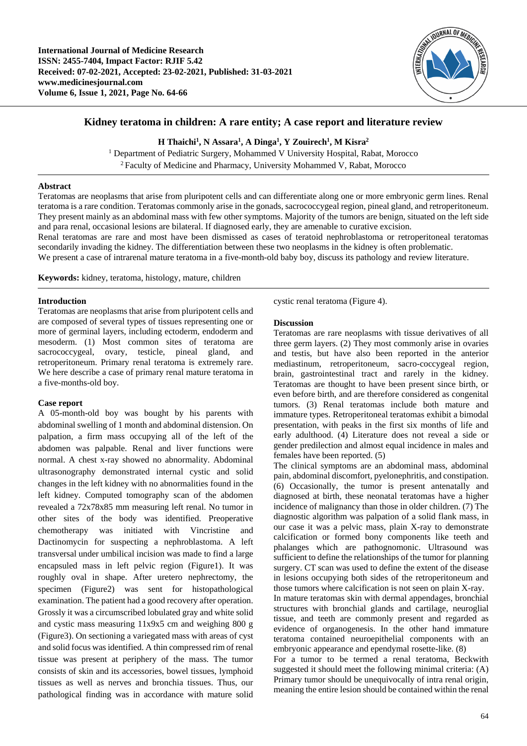# Kidney teratoma in children: A rare entity; A case report and literature review

**H Thaichi[1], N Assara[1], A Dinga[1], Y Zouirech[1], M Kisra[2]**

[1] Department of Pediatric Surgery, Mohammed V University Hospital, Rabat, Morocco

[2] Faculty of Medicine and Pharmacy, University Mohammed V, Rabat, Morocco

## Abstract

Teratomas are neoplasms that arise from pluripotent cells and can differentiate along one or more embryonic germ lines. Renal teratoma is a rare condition. Teratomas commonly arise in the gonads, sacrococcygeal region, pineal gland, and retroperitoneum. They present mainly as an abdominal mass with few other symptoms. Majority of the tumors are benign, situated on the left side and para renal, occasional lesions are bilateral. If diagnosed early, they are amenable to curative excision.

Renal teratomas are rare and most have been dismissed as cases of teratoid nephroblastoma or retroperitoneal teratomas secondarily invading the kidney. The differentiation between these two neoplasms in the kidney is often problematic.

We present a case of intrarenal mature teratoma in a five-month-old baby boy, discuss its pathology and review literature.

**Keywords:** kidney, teratoma, histology, mature, children

## Introduction

Teratomas are neoplasms that arise from pluripotent cells and are composed of several types of tissues representing one or more of germinal layers, including ectoderm, endoderm and mesoderm. (1) Most common sites of teratoma are sacrococcygeal, ovary, testicle, pineal gland, and retroperitoneum. Primary renal teratoma is extremely rare. We here describe a case of primary renal mature teratoma in a five-months-old boy.

## Case report

A 05-month-old boy was bought by his parents with abdominal swelling of 1 month and abdominal distension. On palpation, a firm mass occupying all of the left of the abdomen was palpable. Renal and liver functions were normal. A chest x-ray showed no abnormality. Abdominal ultrasonography demonstrated internal cystic and solid changes in the left kidney with no abnormalities found in the left kidney. Computed tomography scan of the abdomen revealed a 72x78x85 mm measuring left renal. No tumor in other sites of the body was identified. Preoperative chemotherapy was initiated with Vincristine and Dactinomycin for suspecting a nephroblastoma. A left transversal under umbilical incision was made to find a large encapsuled mass in left pelvic region (Figure1). It was roughly oval in shape. After uretero nephrectomy, the specimen (Figure2) was sent for histopathological examination. The patient had a good recovery after operation. Grossly it was a circumscribed lobulated gray and white solid and cystic mass measuring 11x9x5 cm and weighing 800 g (Figure3). On sectioning a variegated mass with areas of cyst and solid focus was identified. A thin compressed rim of renal tissue was present at periphery of the mass. The tumor consists of skin and its accessories, bowel tissues, lymphoid tissues as well as nerves and bronchia tissues. Thus, our pathological finding was in accordance with mature solid cystic renal teratoma (Figure 4).

## Discussion

Teratomas are rare neoplasms with tissue derivatives of all three germ layers. (2) They most commonly arise in ovaries and testis, but have also been reported in the anterior mediastinum, retroperitoneum, sacro-coccygeal region, brain, gastrointestinal tract and rarely in the kidney. Teratomas are thought to have been present since birth, or even before birth, and are therefore considered as congenital tumors. (3) Renal teratomas include both mature and immature types. Retroperitoneal teratomas exhibit a bimodal presentation, with peaks in the first six months of life and early adulthood. (4) Literature does not reveal a side or gender predilection and almost equal incidence in males and females have been reported. (5)

The clinical symptoms are an abdominal mass, abdominal pain, abdominal discomfort, pyelonephritis, and constipation. (6) Occasionally, the tumor is present antenatally and diagnosed at birth, these neonatal teratomas have a higher incidence of malignancy than those in older children. (7) The diagnostic algorithm was palpation of a solid flank mass, in our case it was a pelvic mass, plain X-ray to demonstrate calcification or formed bony components like teeth and phalanges which are pathognomonic. Ultrasound was sufficient to define the relationships of the tumor for planning surgery. CT scan was used to define the extent of the disease in lesions occupying both sides of the retroperitoneum and those tumors where calcification is not seen on plain X-ray.

In mature teratomas skin with dermal appendages, bronchial structures with bronchial glands and cartilage, neuroglial tissue, and teeth are commonly present and regarded as evidence of organogenesis. In the other hand immature teratoma contained neuroepithelial components with an embryonic appearance and ependymal rosette-like. (8)

For a tumor to be termed a renal teratoma, Beckwith suggested it should meet the following minimal criteria: (A) Primary tumor should be unequivocally of intra renal origin, meaning the entire lesion should be contained within the renal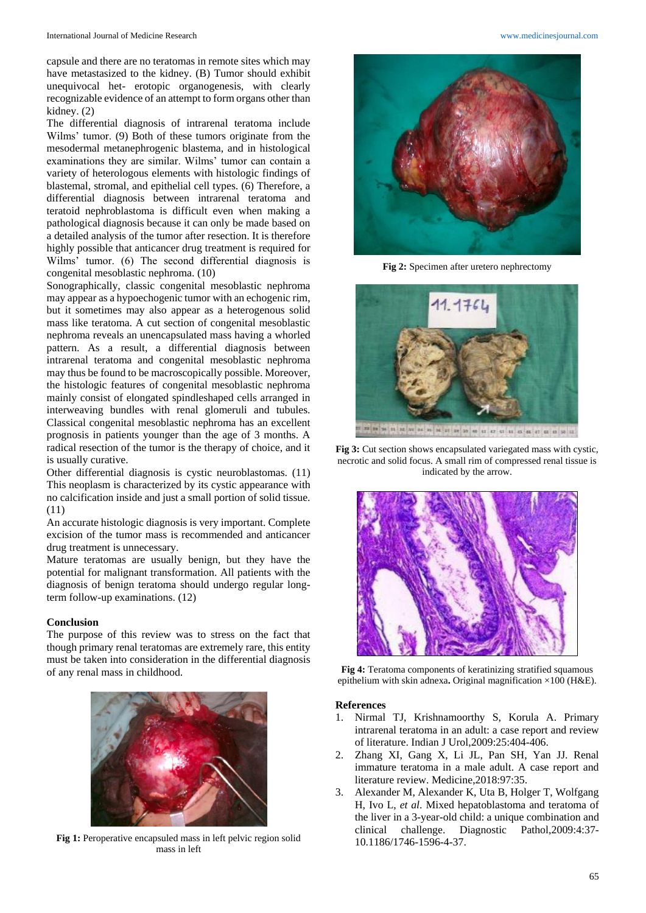capsule and there are no teratomas in remote sites which may have metastasized to the kidney. (B) Tumor should exhibit unequivocal het- erotopic organogenesis, with clearly recognizable evidence of an attempt to form organs other than kidney. (2)

The differential diagnosis of intrarenal teratoma include Wilms' tumor. (9) Both of these tumors originate from the mesodermal metanephrogenic blastema, and in histological examinations they are similar. Wilms' tumor can contain a variety of heterologous elements with histologic findings of blastemal, stromal, and epithelial cell types. (6) Therefore, a differential diagnosis between intrarenal teratoma and teratoid nephroblastoma is difficult even when making a pathological diagnosis because it can only be made based on a detailed analysis of the tumor after resection. It is therefore highly possible that anticancer drug treatment is required for Wilms' tumor. (6) The second differential diagnosis is congenital mesoblastic nephroma. (10)

Sonographically, classic congenital mesoblastic nephroma may appear as a hypoechogenic tumor with an echogenic rim, but it sometimes may also appear as a heterogenous solid mass like teratoma. A cut section of congenital mesoblastic nephroma reveals an unencapsulated mass having a whorled pattern. As a result, a differential diagnosis between intrarenal teratoma and congenital mesoblastic nephroma may thus be found to be macroscopically possible. Moreover, the histologic features of congenital mesoblastic nephroma mainly consist of elongated spindleshaped cells arranged in interweaving bundles with renal glomeruli and tubules. Classical congenital mesoblastic nephroma has an excellent prognosis in patients younger than the age of 3 months. A radical resection of the tumor is the therapy of choice, and it is usually curative.

Other differential diagnosis is cystic neuroblastomas. (11) This neoplasm is characterized by its cystic appearance with no calcification inside and just a small portion of solid tissue. (11)

An accurate histologic diagnosis is very important. Complete excision of the tumor mass is recommended and anticancer drug treatment is unnecessary.

Mature teratomas are usually benign, but they have the potential for malignant transformation. All patients with the diagnosis of benign teratoma should undergo regular long-term follow-up examinations. (12)

## Conclusion

The purpose of this review was to stress on the fact that though primary renal teratomas are extremely rare, this entity must be taken into consideration in the differential diagnosis of any renal mass in childhood.

**Fig 1:** Peroperative encapsuled mass in left pelvic region solid mass in left

**Fig 2:** Specimen after uretero nephrectomy

**Fig 3:** Cut section shows encapsulated variegated mass with cystic, necrotic and solid focus. A small rim of compressed renal tissue is indicated by the arrow.

**Fig 4:** Teratoma components of keratinizing stratified squamous epithelium with skin adnexa**.** Original magnification ×100 (H&E).

## References

1. Nirmal TJ, Krishnamoorthy S, Korula A. Primary intrarenal teratoma in an adult: a case report and review of literature. Indian J Urol,2009:25:404-406.
2. Zhang XI, Gang X, Li JL, Pan SH, Yan JJ. Renal immature teratoma in a male adult. A case report and literature review. Medicine,2018:97:35.
3. Alexander M, Alexander K, Uta B, Holger T, Wolfgang H, Ivo L, *et al*. Mixed hepatoblastoma and teratoma of the liver in a 3-year-old child: a unique combination and clinical challenge. Diagnostic Pathol,2009:4:37-10.1186/1746-1596-4-37.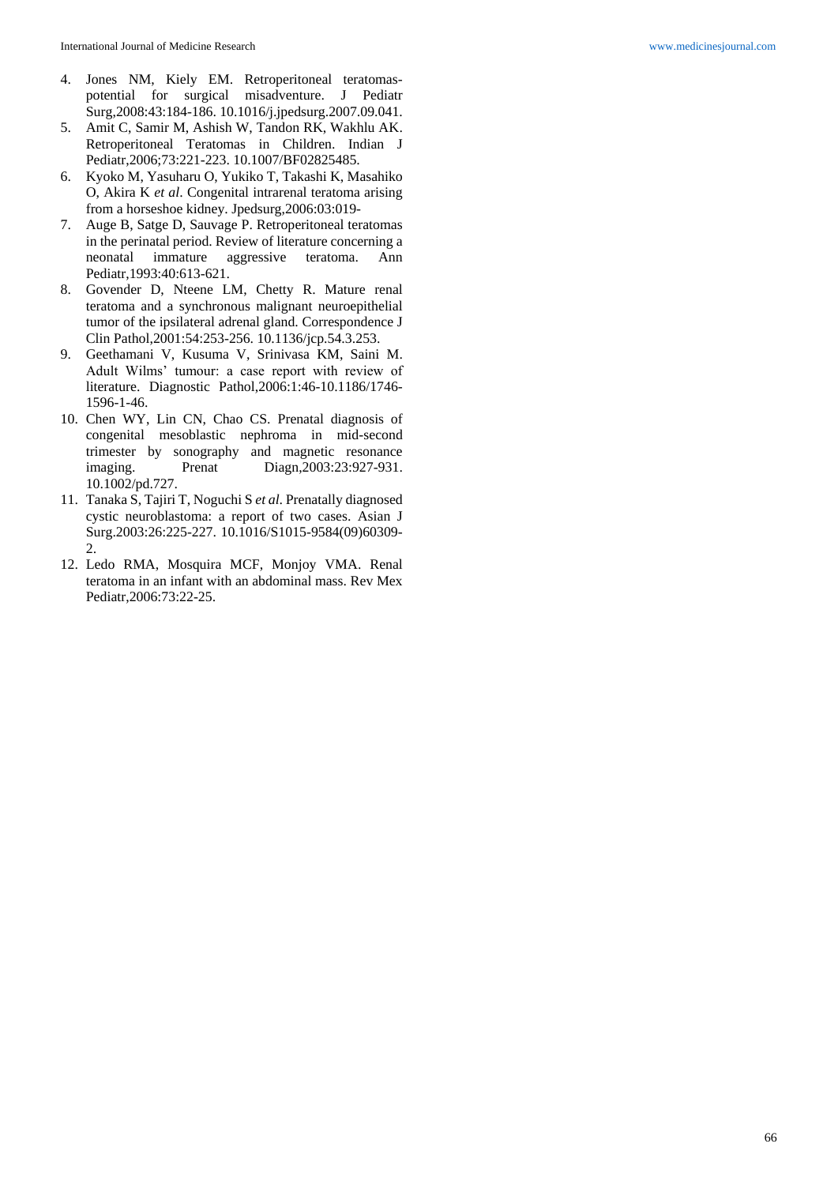4. Jones NM, Kiely EM. Retroperitoneal teratomas-potential for surgical misadventure. J Pediatr Surg,2008:43:184-186. 10.1016/j.jpedsurg.2007.09.041.
5. Amit C, Samir M, Ashish W, Tandon RK, Wakhlu AK. Retroperitoneal Teratomas in Children. Indian J Pediatr,2006;73:221-223. 10.1007/BF02825485.
6. Kyoko M, Yasuharu O, Yukiko T, Takashi K, Masahiko O, Akira K *et al*. Congenital intrarenal teratoma arising from a horseshoe kidney. Jpedsurg,2006:03:019-
7. Auge B, Satge D, Sauvage P. Retroperitoneal teratomas in the perinatal period. Review of literature concerning a neonatal immature aggressive teratoma. Ann Pediatr,1993:40:613-621.
8. Govender D, Nteene LM, Chetty R. Mature renal teratoma and a synchronous malignant neuroepithelial tumor of the ipsilateral adrenal gland. Correspondence J Clin Pathol,2001:54:253-256. 10.1136/jcp.54.3.253.
9. Geethamani V, Kusuma V, Srinivasa KM, Saini M. Adult Wilms' tumour: a case report with review of literature. Diagnostic Pathol,2006:1:46-10.1186/1746-1596-1-46.
10. Chen WY, Lin CN, Chao CS. Prenatal diagnosis of congenital mesoblastic nephroma in mid-second trimester by sonography and magnetic resonance imaging. Prenat Diagn,2003:23:927-931. 10.1002/pd.727.
11. Tanaka S, Tajiri T, Noguchi S *et al*. Prenatally diagnosed cystic neuroblastoma: a report of two cases. Asian J Surg.2003:26:225-227. 10.1016/S1015-9584(09)60309-2.
12. Ledo RMA, Mosquira MCF, Monjoy VMA. Renal teratoma in an infant with an abdominal mass. Rev Mex Pediatr,2006:73:22-25.